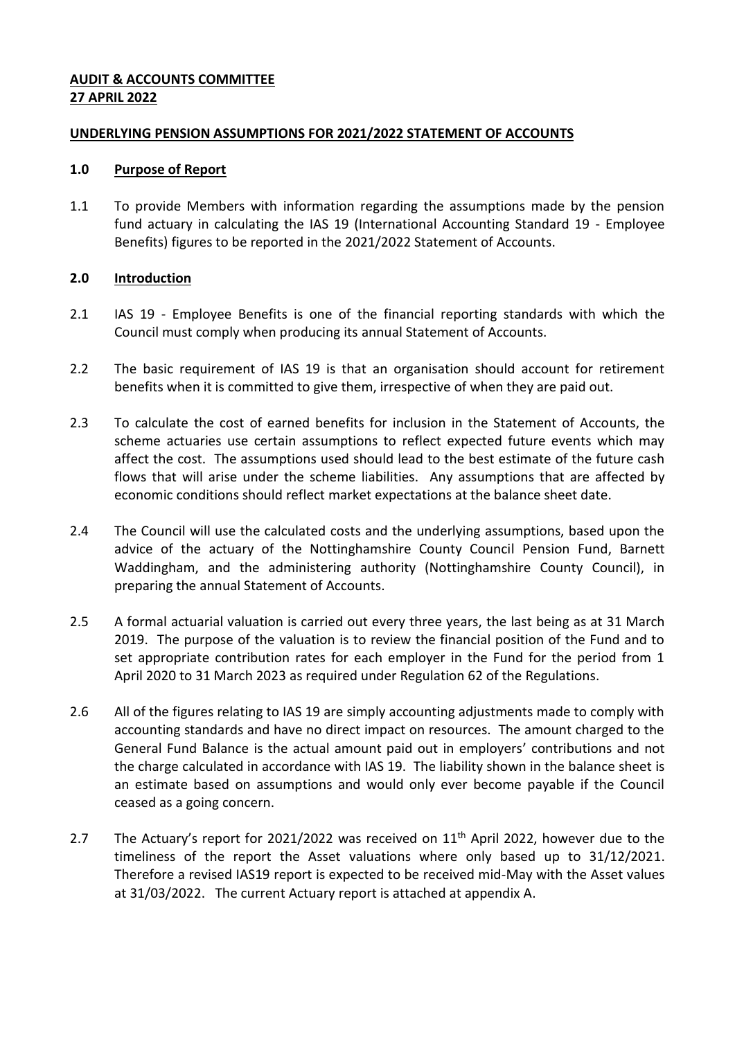**AUDIT & ACCOUNTS COMMITTEE**
**27 APRIL 2022**

**UNDERLYING PENSION ASSUMPTIONS FOR 2021/2022 STATEMENT OF ACCOUNTS**

## 1.0 Purpose of Report

1.1 To provide Members with information regarding the assumptions made by the pension fund actuary in calculating the IAS 19 (International Accounting Standard 19 - Employee Benefits) figures to be reported in the 2021/2022 Statement of Accounts.

## 2.0 Introduction

2.1 IAS 19 - Employee Benefits is one of the financial reporting standards with which the Council must comply when producing its annual Statement of Accounts.

2.2 The basic requirement of IAS 19 is that an organisation should account for retirement benefits when it is committed to give them, irrespective of when they are paid out.

2.3 To calculate the cost of earned benefits for inclusion in the Statement of Accounts, the scheme actuaries use certain assumptions to reflect expected future events which may affect the cost. The assumptions used should lead to the best estimate of the future cash flows that will arise under the scheme liabilities. Any assumptions that are affected by economic conditions should reflect market expectations at the balance sheet date.

2.4 The Council will use the calculated costs and the underlying assumptions, based upon the advice of the actuary of the Nottinghamshire County Council Pension Fund, Barnett Waddingham, and the administering authority (Nottinghamshire County Council), in preparing the annual Statement of Accounts.

2.5 A formal actuarial valuation is carried out every three years, the last being as at 31 March 2019. The purpose of the valuation is to review the financial position of the Fund and to set appropriate contribution rates for each employer in the Fund for the period from 1 April 2020 to 31 March 2023 as required under Regulation 62 of the Regulations.

2.6 All of the figures relating to IAS 19 are simply accounting adjustments made to comply with accounting standards and have no direct impact on resources. The amount charged to the General Fund Balance is the actual amount paid out in employers' contributions and not the charge calculated in accordance with IAS 19. The liability shown in the balance sheet is an estimate based on assumptions and would only ever become payable if the Council ceased as a going concern.

2.7 The Actuary's report for 2021/2022 was received on 11th April 2022, however due to the timeliness of the report the Asset valuations where only based up to 31/12/2021. Therefore a revised IAS19 report is expected to be received mid-May with the Asset values at 31/03/2022. The current Actuary report is attached at appendix A.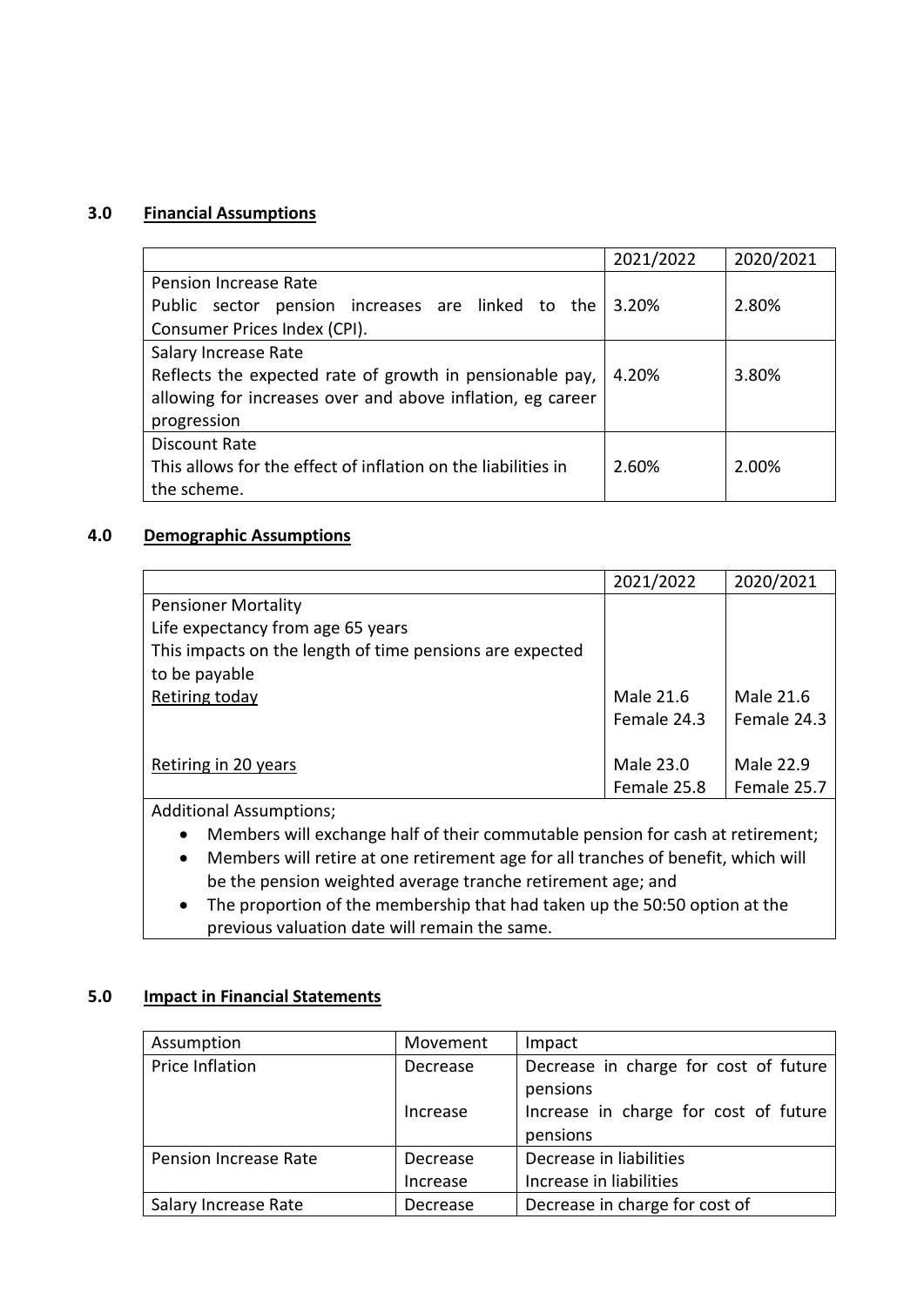## 3.0 Financial Assumptions

| | 2021/2022 | 2020/2021 |
|---|---|---|
| Pension Increase Rate<br>Public sector pension increases are linked to the Consumer Prices Index (CPI). | 3.20% | 2.80% |
| Salary Increase Rate<br>Reflects the expected rate of growth in pensionable pay, allowing for increases over and above inflation, eg career progression | 4.20% | 3.80% |
| Discount Rate<br>This allows for the effect of inflation on the liabilities in the scheme. | 2.60% | 2.00% |

## 4.0 Demographic Assumptions

| | 2021/2022 | 2020/2021 |
|---|---|---|
| Pensioner Mortality<br>Life expectancy from age 65 years<br>This impacts on the length of time pensions are expected to be payable | | |
| Retiring today | Male 21.6<br>Female 24.3 | Male 21.6<br>Female 24.3 |
| Retiring in 20 years | Male 23.0<br>Female 25.8 | Male 22.9<br>Female 25.7 |

Additional Assumptions;

- Members will exchange half of their commutable pension for cash at retirement;
- Members will retire at one retirement age for all tranches of benefit, which will be the pension weighted average tranche retirement age; and
- The proportion of the membership that had taken up the 50:50 option at the previous valuation date will remain the same.

## 5.0 Impact in Financial Statements

| Assumption | Movement | Impact |
|---|---|---|
| Price Inflation | Decrease | Decrease in charge for cost of future pensions |
| | Increase | Increase in charge for cost of future pensions |
| Pension Increase Rate | Decrease | Decrease in liabilities |
| | Increase | Increase in liabilities |
| Salary Increase Rate | Decrease | Decrease in charge for cost of |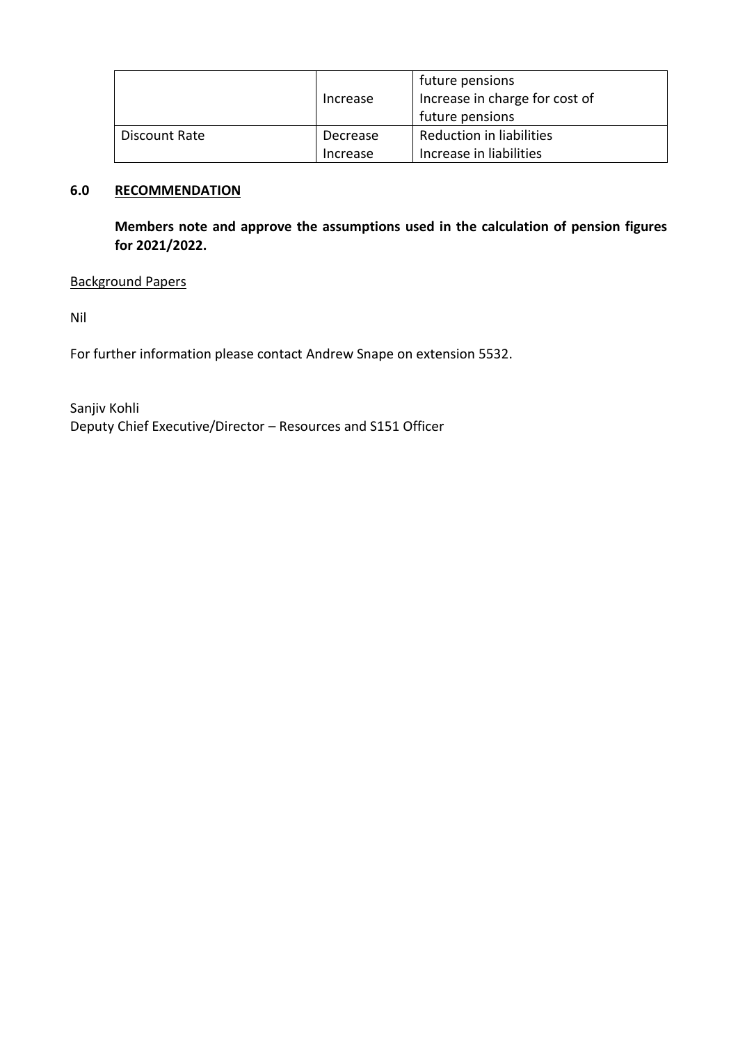| | | |
|---|---|---|
| | Increase | future pensions<br>Increase in charge for cost of future pensions |
| Discount Rate | Decrease<br>Increase | Reduction in liabilities<br>Increase in liabilities |

## 6.0 RECOMMENDATION

**Members note and approve the assumptions used in the calculation of pension figures for 2021/2022.**

Background Papers

Nil

For further information please contact Andrew Snape on extension 5532.

Sanjiv Kohli
Deputy Chief Executive/Director – Resources and S151 Officer